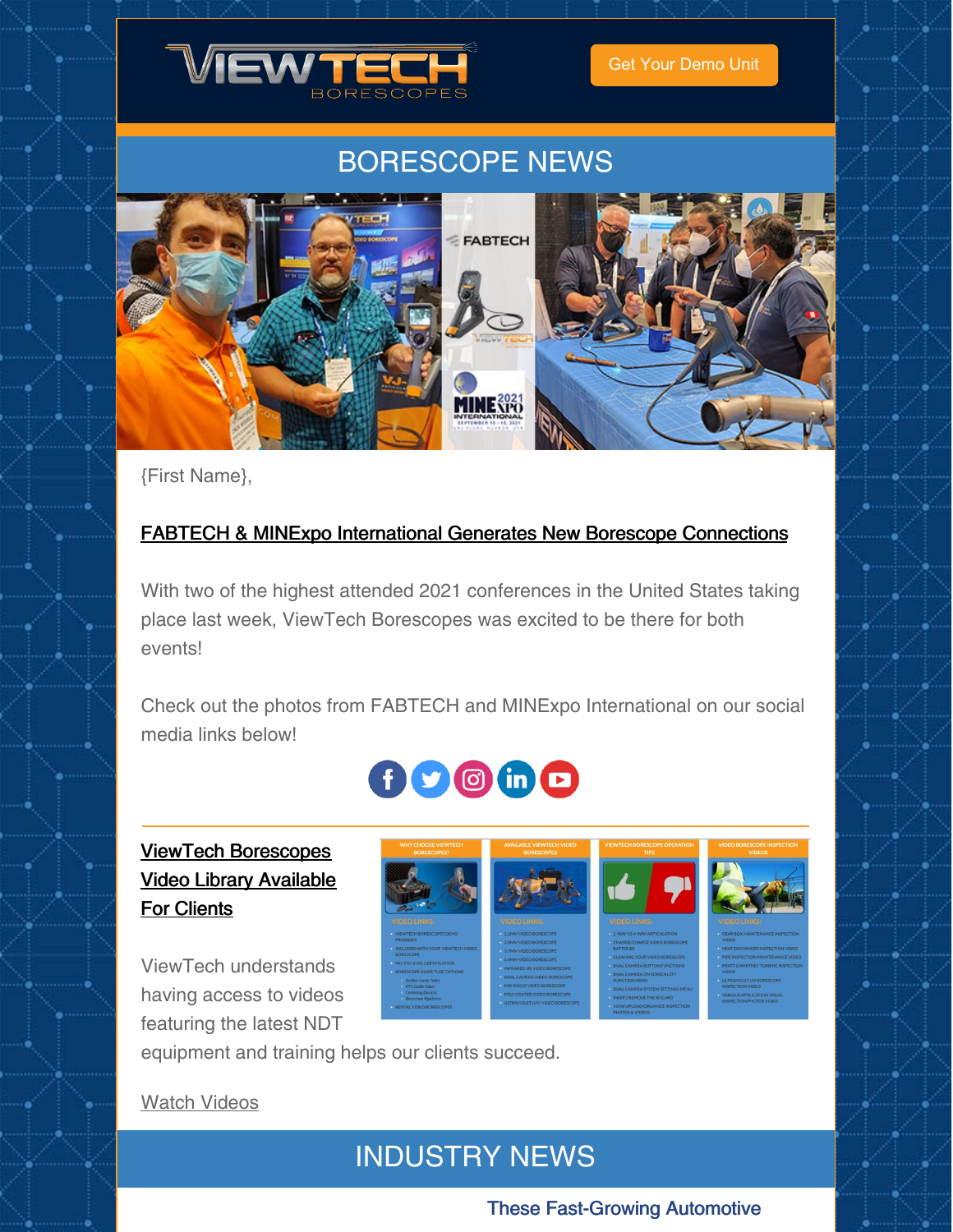Get Your Demo Unit

# BORESCOPE NEWS

{First Name},

**FABTECH & MINExpo International Generates New Borescope Connections**

With two of the highest attended 2021 conferences in the United States taking place last week, ViewTech Borescopes was excited to be there for both events!

Check out the photos from FABTECH and MINExpo International on our social media links below!

**ViewTech Borescopes Video Library Available For Clients**

ViewTech understands having access to videos featuring the latest NDT equipment and training helps our clients succeed.

Watch Videos

# INDUSTRY NEWS

These Fast-Growing Automotive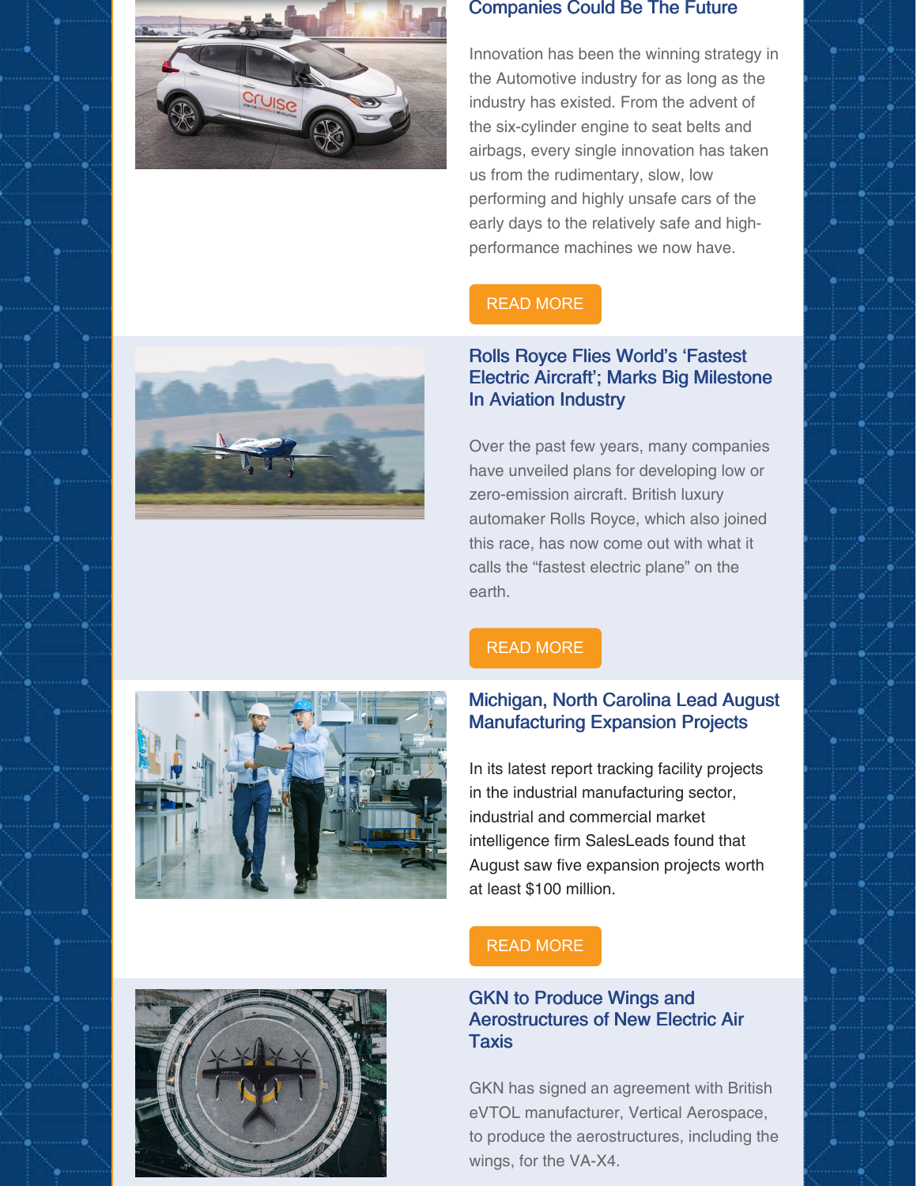## Companies Could Be The Future

Innovation has been the winning strategy in the Automotive industry for as long as the industry has existed. From the advent of the six-cylinder engine to seat belts and airbags, every single innovation has taken us from the rudimentary, slow, low performing and highly unsafe cars of the early days to the relatively safe and high-performance machines we now have.

READ MORE

## Rolls Royce Flies World's 'Fastest Electric Aircraft'; Marks Big Milestone In Aviation Industry

Over the past few years, many companies have unveiled plans for developing low or zero-emission aircraft. British luxury automaker Rolls Royce, which also joined this race, has now come out with what it calls the "fastest electric plane" on the earth.

READ MORE

## Michigan, North Carolina Lead August Manufacturing Expansion Projects

In its latest report tracking facility projects in the industrial manufacturing sector, industrial and commercial market intelligence firm SalesLeads found that August saw five expansion projects worth at least $100 million.

READ MORE

## GKN to Produce Wings and Aerostructures of New Electric Air Taxis

GKN has signed an agreement with British eVTOL manufacturer, Vertical Aerospace, to produce the aerostructures, including the wings, for the VA-X4.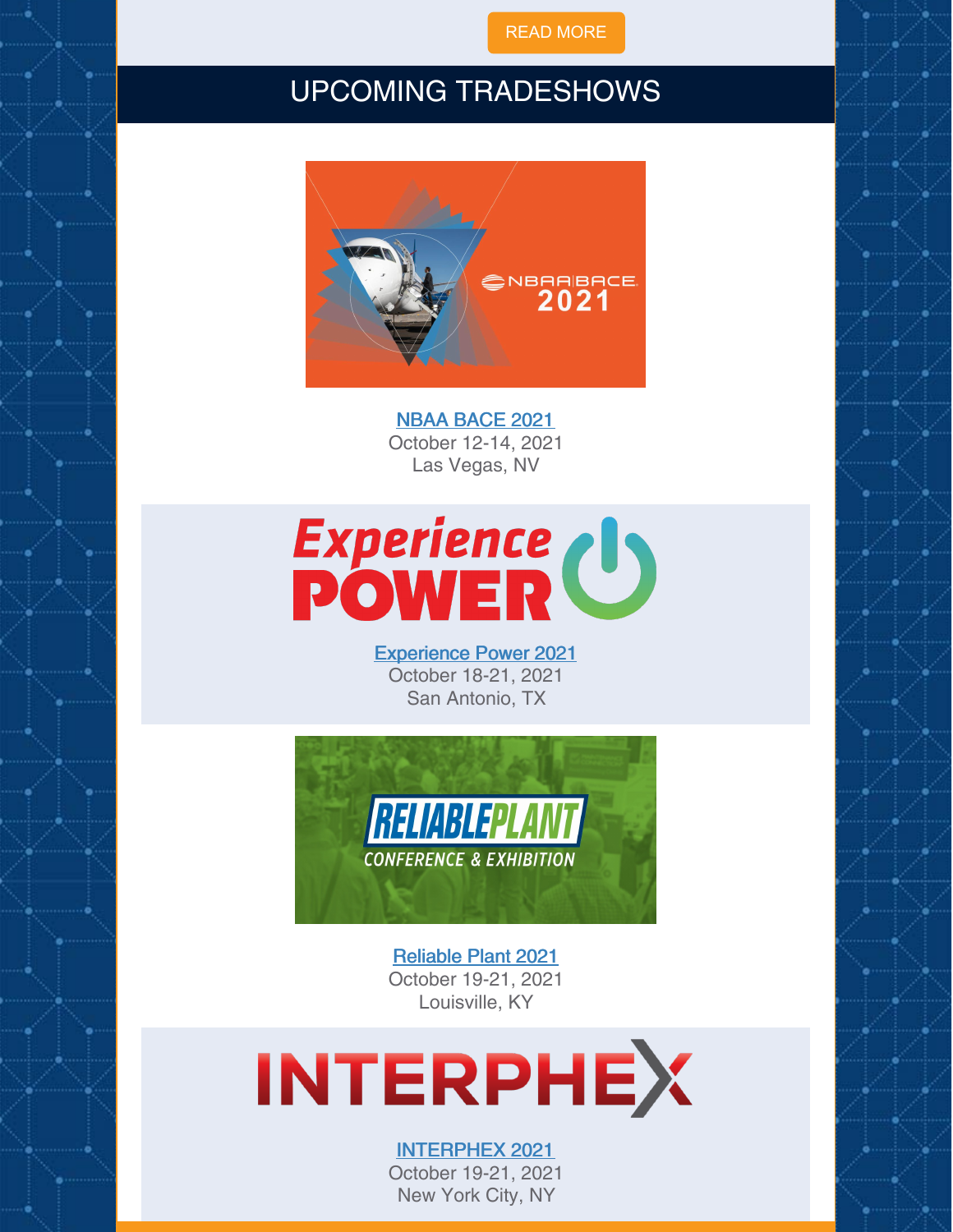READ MORE

## UPCOMING TRADESHOWS

NBAA BACE 2021
October 12-14, 2021
Las Vegas, NV

Experience Power 2021
October 18-21, 2021
San Antonio, TX

Reliable Plant 2021
October 19-21, 2021
Louisville, KY

INTERPHEX 2021
October 19-21, 2021
New York City, NY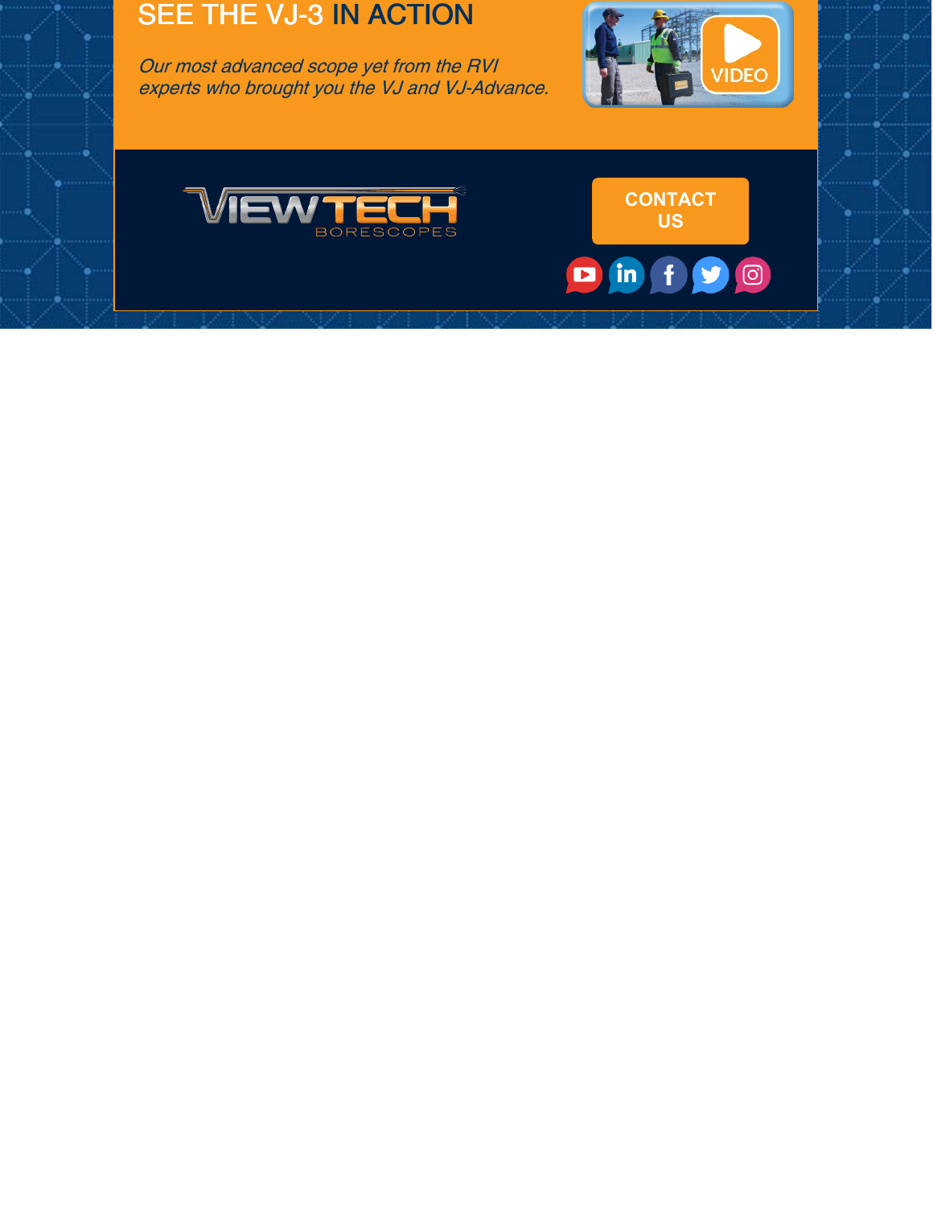## SEE THE VJ-3 IN ACTION

*Our most advanced scope yet from the RVI experts who brought you the VJ and VJ-Advance.*

VIDEO

VIEWTECH BORESCOPES

CONTACT US